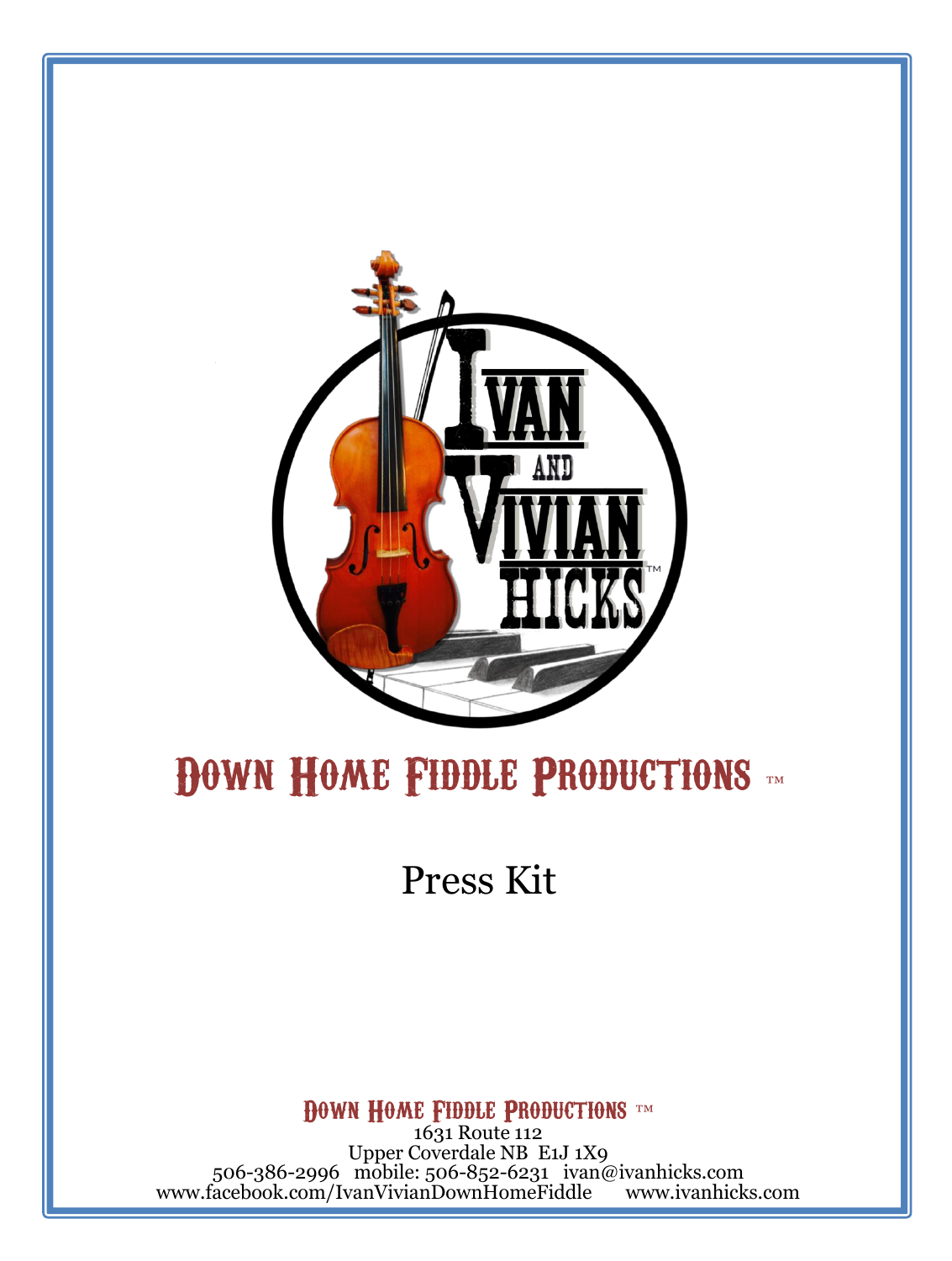Ivan and Vivian Hicks™

# Down Home Fiddle Productions ™

## Press Kit

**Down Home Fiddle Productions ™**
1631 Route 112
Upper Coverdale NB E1J 1X9
506-386-2996 mobile: 506-852-6231 ivan@ivanhicks.com
www.facebook.com/IvanVivianDownHomeFiddle www.ivanhicks.com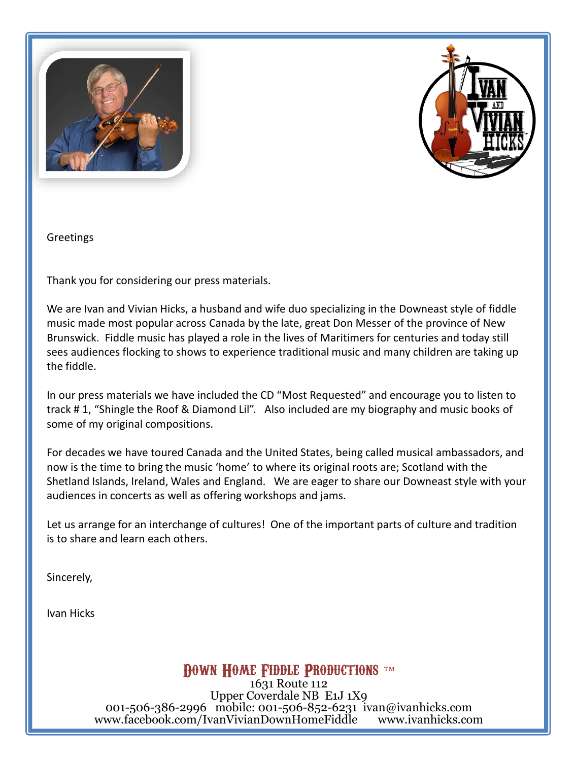Greetings

Thank you for considering our press materials.

We are Ivan and Vivian Hicks, a husband and wife duo specializing in the Downeast style of fiddle music made most popular across Canada by the late, great Don Messer of the province of New Brunswick. Fiddle music has played a role in the lives of Maritimers for centuries and today still sees audiences flocking to shows to experience traditional music and many children are taking up the fiddle.

In our press materials we have included the CD “Most Requested” and encourage you to listen to track # 1, “Shingle the Roof & Diamond Lil”. Also included are my biography and music books of some of my original compositions.

For decades we have toured Canada and the United States, being called musical ambassadors, and now is the time to bring the music ‘home’ to where its original roots are; Scotland with the Shetland Islands, Ireland, Wales and England. We are eager to share our Downeast style with your audiences in concerts as well as offering workshops and jams.

Let us arrange for an interchange of cultures! One of the important parts of culture and tradition is to share and learn each others.

Sincerely,

Ivan Hicks

**DOWN HOME FIDDLE PRODUCTIONS ™**
1631 Route 112
Upper Coverdale NB E1J 1X9
001-506-386-2996 mobile: 001-506-852-6231 ivan@ivanhicks.com
www.facebook.com/IvanVivianDownHomeFiddle www.ivanhicks.com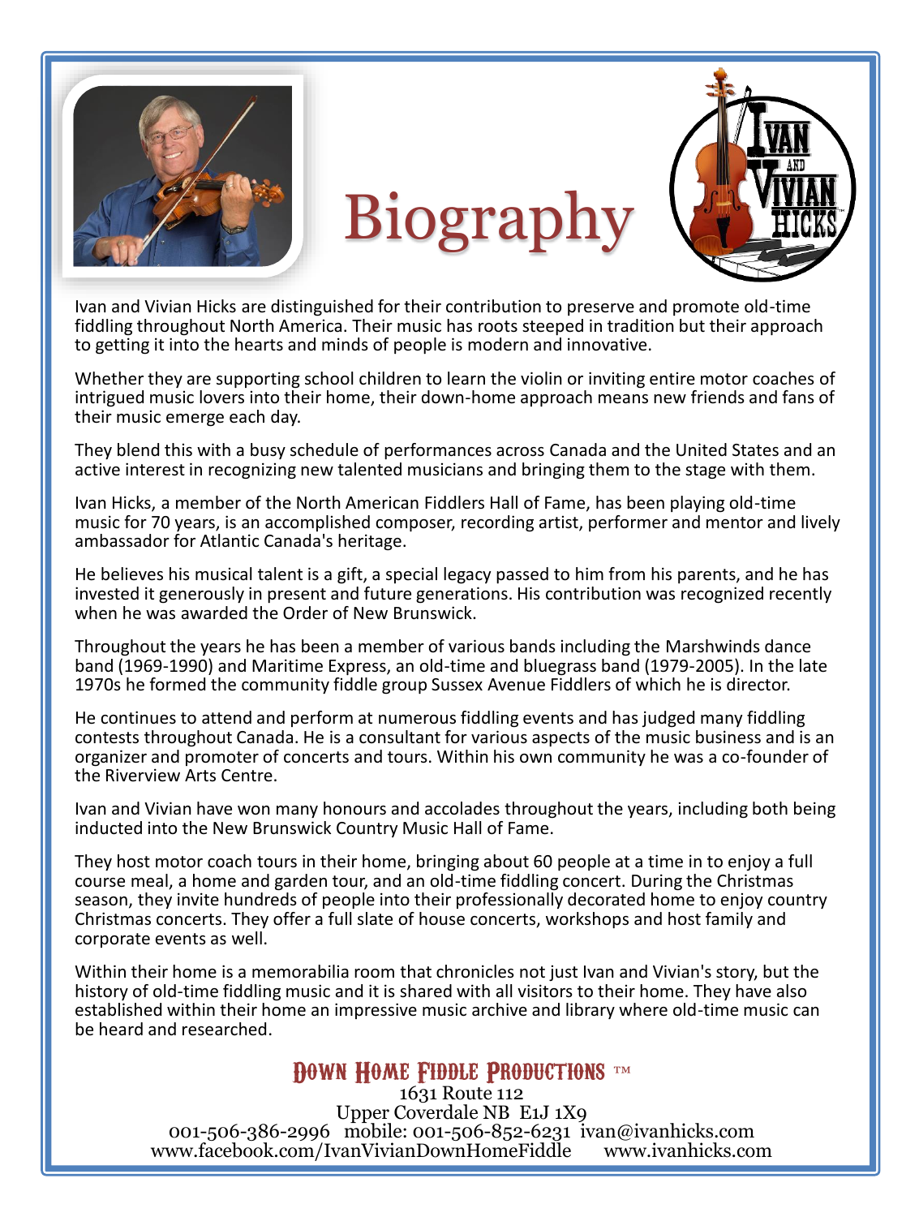# Biography

Ivan and Vivian Hicks are distinguished for their contribution to preserve and promote old-time fiddling throughout North America. Their music has roots steeped in tradition but their approach to getting it into the hearts and minds of people is modern and innovative.

Whether they are supporting school children to learn the violin or inviting entire motor coaches of intrigued music lovers into their home, their down-home approach means new friends and fans of their music emerge each day.

They blend this with a busy schedule of performances across Canada and the United States and an active interest in recognizing new talented musicians and bringing them to the stage with them.

Ivan Hicks, a member of the North American Fiddlers Hall of Fame, has been playing old-time music for 70 years, is an accomplished composer, recording artist, performer and mentor and lively ambassador for Atlantic Canada's heritage.

He believes his musical talent is a gift, a special legacy passed to him from his parents, and he has invested it generously in present and future generations. His contribution was recognized recently when he was awarded the Order of New Brunswick.

Throughout the years he has been a member of various bands including the Marshwinds dance band (1969-1990) and Maritime Express, an old-time and bluegrass band (1979-2005). In the late 1970s he formed the community fiddle group Sussex Avenue Fiddlers of which he is director.

He continues to attend and perform at numerous fiddling events and has judged many fiddling contests throughout Canada. He is a consultant for various aspects of the music business and is an organizer and promoter of concerts and tours. Within his own community he was a co-founder of the Riverview Arts Centre.

Ivan and Vivian have won many honours and accolades throughout the years, including both being inducted into the New Brunswick Country Music Hall of Fame.

They host motor coach tours in their home, bringing about 60 people at a time in to enjoy a full course meal, a home and garden tour, and an old-time fiddling concert. During the Christmas season, they invite hundreds of people into their professionally decorated home to enjoy country Christmas concerts. They offer a full slate of house concerts, workshops and host family and corporate events as well.

Within their home is a memorabilia room that chronicles not just Ivan and Vivian's story, but the history of old-time fiddling music and it is shared with all visitors to their home. They have also established within their home an impressive music archive and library where old-time music can be heard and researched.

**Down Home Fiddle Productions ™**

1631 Route 112
Upper Coverdale NB E1J 1X9
001-506-386-2996 mobile: 001-506-852-6231 ivan@ivanhicks.com
www.facebook.com/IvanVivianDownHomeFiddle www.ivanhicks.com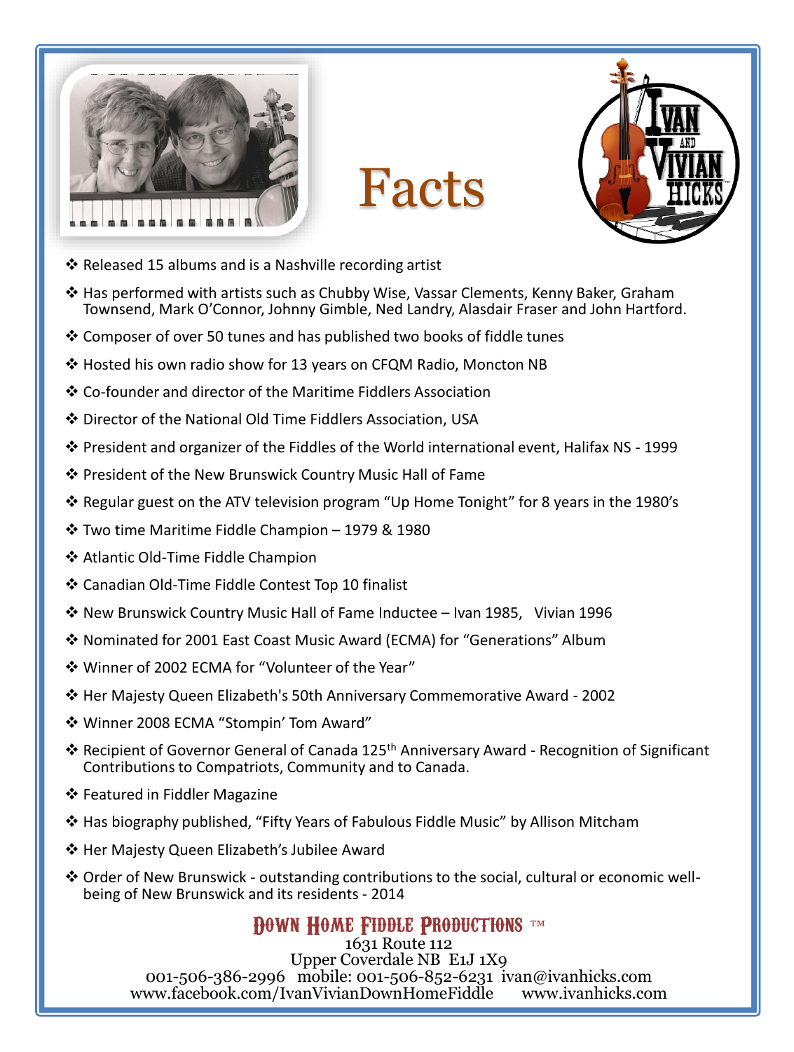# Facts

- Released 15 albums and is a Nashville recording artist
- Has performed with artists such as Chubby Wise, Vassar Clements, Kenny Baker, Graham Townsend, Mark O'Connor, Johnny Gimble, Ned Landry, Alasdair Fraser and John Hartford.
- Composer of over 50 tunes and has published two books of fiddle tunes
- Hosted his own radio show for 13 years on CFQM Radio, Moncton NB
- Co-founder and director of the Maritime Fiddlers Association
- Director of the National Old Time Fiddlers Association, USA
- President and organizer of the Fiddles of the World international event, Halifax NS - 1999
- President of the New Brunswick Country Music Hall of Fame
- Regular guest on the ATV television program "Up Home Tonight" for 8 years in the 1980's
- Two time Maritime Fiddle Champion – 1979 & 1980
- Atlantic Old-Time Fiddle Champion
- Canadian Old-Time Fiddle Contest Top 10 finalist
- New Brunswick Country Music Hall of Fame Inductee – Ivan 1985, Vivian 1996
- Nominated for 2001 East Coast Music Award (ECMA) for "Generations" Album
- Winner of 2002 ECMA for "Volunteer of the Year"
- Her Majesty Queen Elizabeth's 50th Anniversary Commemorative Award - 2002
- Winner 2008 ECMA "Stompin' Tom Award"
- Recipient of Governor General of Canada 125th Anniversary Award - Recognition of Significant Contributions to Compatriots, Community and to Canada.
- Featured in Fiddler Magazine
- Has biography published, "Fifty Years of Fabulous Fiddle Music" by Allison Mitcham
- Her Majesty Queen Elizabeth's Jubilee Award
- Order of New Brunswick - outstanding contributions to the social, cultural or economic well-being of New Brunswick and its residents - 2014

**Down Home Fiddle Productions ™**

1631 Route 112
Upper Coverdale NB E1J 1X9
001-506-386-2996 mobile: 001-506-852-6231 ivan@ivanhicks.com
www.facebook.com/IvanVivianDownHomeFiddle www.ivanhicks.com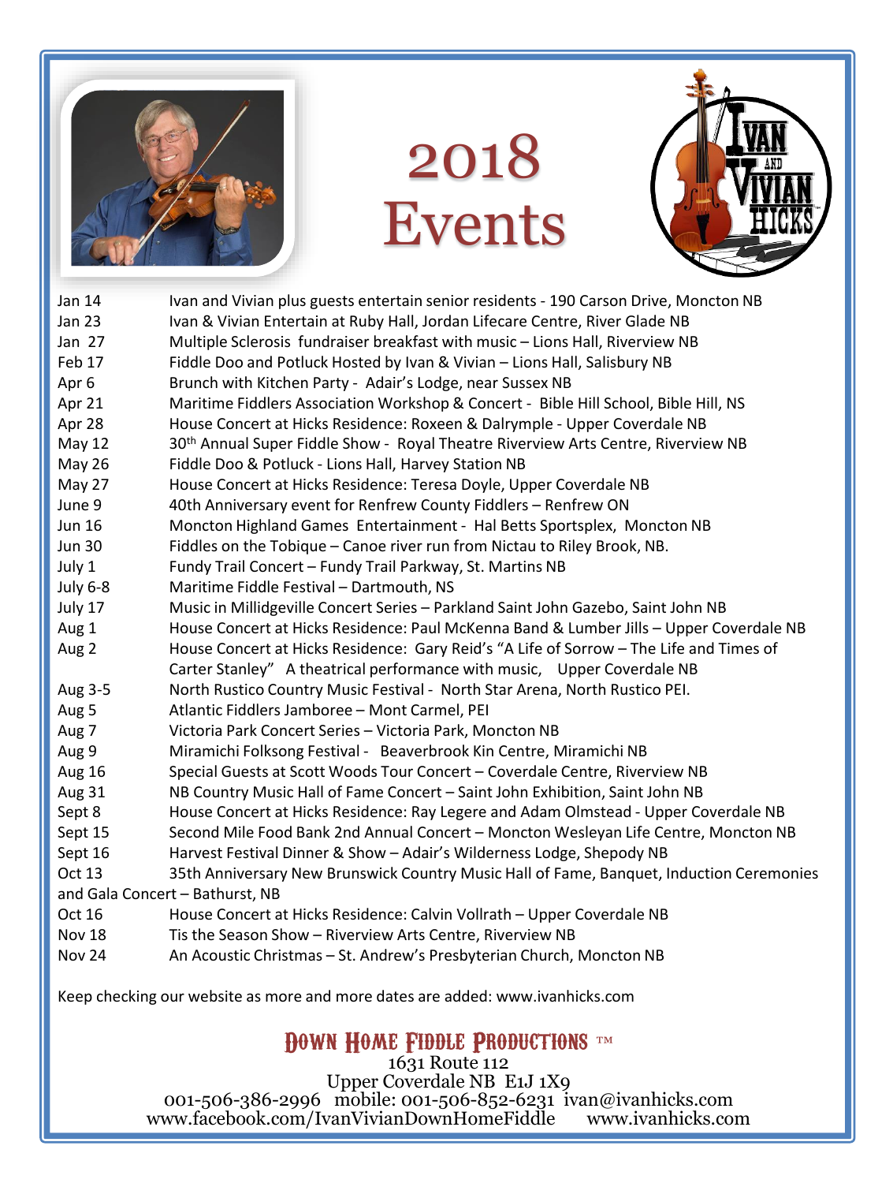# 2018 Events

| | |
|---|---|
| Jan 14 | Ivan and Vivian plus guests entertain senior residents - 190 Carson Drive, Moncton NB |
| Jan 23 | Ivan & Vivian Entertain at Ruby Hall, Jordan Lifecare Centre, River Glade NB |
| Jan 27 | Multiple Sclerosis fundraiser breakfast with music – Lions Hall, Riverview NB |
| Feb 17 | Fiddle Doo and Potluck Hosted by Ivan & Vivian – Lions Hall, Salisbury NB |
| Apr 6 | Brunch with Kitchen Party - Adair's Lodge, near Sussex NB |
| Apr 21 | Maritime Fiddlers Association Workshop & Concert - Bible Hill School, Bible Hill, NS |
| Apr 28 | House Concert at Hicks Residence: Roxeen & Dalrymple - Upper Coverdale NB |
| May 12 | 30th Annual Super Fiddle Show - Royal Theatre Riverview Arts Centre, Riverview NB |
| May 26 | Fiddle Doo & Potluck - Lions Hall, Harvey Station NB |
| May 27 | House Concert at Hicks Residence: Teresa Doyle, Upper Coverdale NB |
| June 9 | 40th Anniversary event for Renfrew County Fiddlers – Renfrew ON |
| Jun 16 | Moncton Highland Games Entertainment - Hal Betts Sportsplex, Moncton NB |
| Jun 30 | Fiddles on the Tobique – Canoe river run from Nictau to Riley Brook, NB. |
| July 1 | Fundy Trail Concert – Fundy Trail Parkway, St. Martins NB |
| July 6-8 | Maritime Fiddle Festival – Dartmouth, NS |
| July 17 | Music in Millidgeville Concert Series – Parkland Saint John Gazebo, Saint John NB |
| Aug 1 | House Concert at Hicks Residence: Paul McKenna Band & Lumber Jills – Upper Coverdale NB |
| Aug 2 | House Concert at Hicks Residence: Gary Reid's "A Life of Sorrow – The Life and Times of Carter Stanley" A theatrical performance with music, Upper Coverdale NB |
| Aug 3-5 | North Rustico Country Music Festival - North Star Arena, North Rustico PEI. |
| Aug 5 | Atlantic Fiddlers Jamboree – Mont Carmel, PEI |
| Aug 7 | Victoria Park Concert Series – Victoria Park, Moncton NB |
| Aug 9 | Miramichi Folksong Festival - Beaverbrook Kin Centre, Miramichi NB |
| Aug 16 | Special Guests at Scott Woods Tour Concert – Coverdale Centre, Riverview NB |
| Aug 31 | NB Country Music Hall of Fame Concert – Saint John Exhibition, Saint John NB |
| Sept 8 | House Concert at Hicks Residence: Ray Legere and Adam Olmstead - Upper Coverdale NB |
| Sept 15 | Second Mile Food Bank 2nd Annual Concert – Moncton Wesleyan Life Centre, Moncton NB |
| Sept 16 | Harvest Festival Dinner & Show – Adair's Wilderness Lodge, Shepody NB |
| Oct 13 | 35th Anniversary New Brunswick Country Music Hall of Fame, Banquet, Induction Ceremonies and Gala Concert – Bathurst, NB |
| Oct 16 | House Concert at Hicks Residence: Calvin Vollrath – Upper Coverdale NB |
| Nov 18 | Tis the Season Show – Riverview Arts Centre, Riverview NB |
| Nov 24 | An Acoustic Christmas – St. Andrew's Presbyterian Church, Moncton NB |

Keep checking our website as more and more dates are added: www.ivanhicks.com

**Down Home Fiddle Productions ™**

1631 Route 112
Upper Coverdale NB E1J 1X9
001-506-386-2996 mobile: 001-506-852-6231 ivan@ivanhicks.com
www.facebook.com/IvanVivianDownHomeFiddle www.ivanhicks.com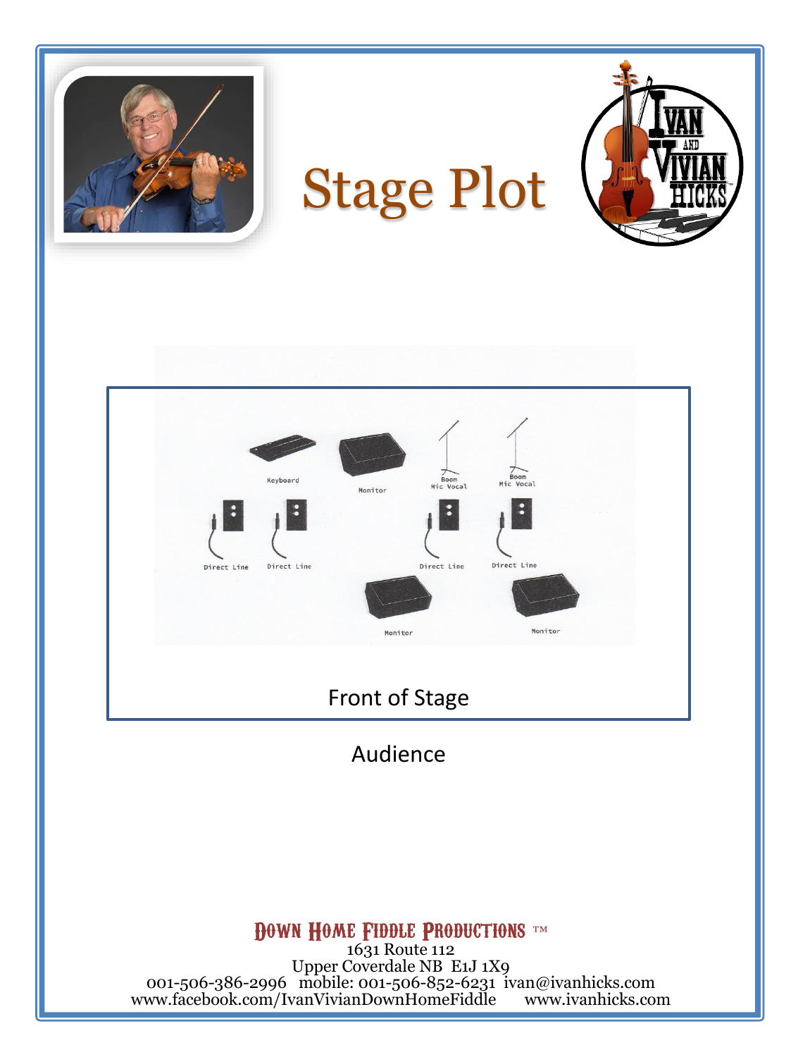# Stage Plot

Keyboard

Monitor

Boom Mic Vocal

Boom Mic Vocal

Direct Line

Direct Line

Direct Line

Direct Line

Monitor

Monitor

Front of Stage

Audience

**Down Home Fiddle Productions ™**

1631 Route 112
Upper Coverdale NB E1J 1X9
001-506-386-2996 mobile: 001-506-852-6231 ivan@ivanhicks.com
www.facebook.com/IvanVivianDownHomeFiddle www.ivanhicks.com